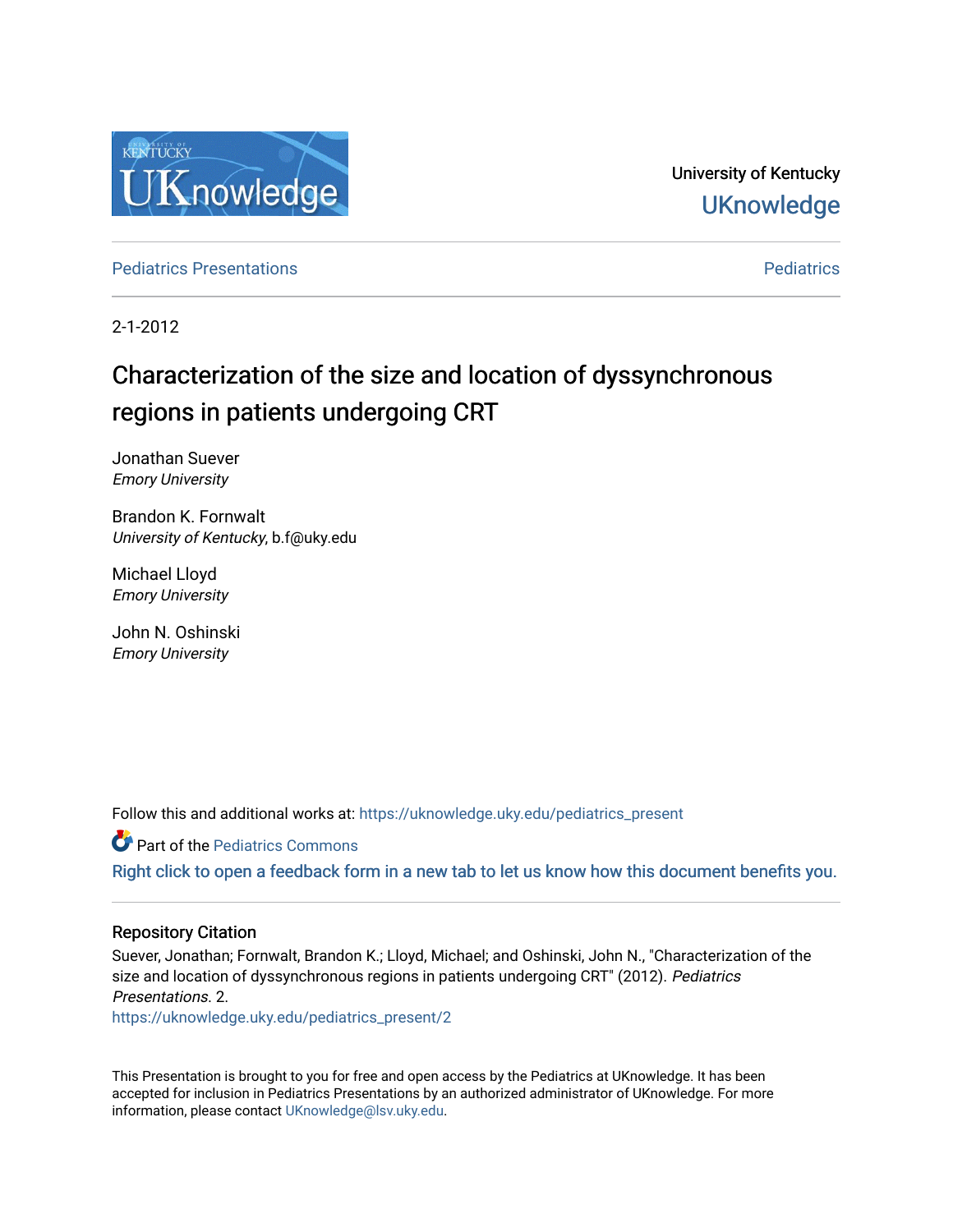University of Kentucky
UKnowledge

Pediatrics Presentations | Pediatrics

2-1-2012

# Characterization of the size and location of dyssynchronous regions in patients undergoing CRT

Jonathan Suever
*Emory University*

Brandon K. Fornwalt
*University of Kentucky*, b.f@uky.edu

Michael Lloyd
*Emory University*

John N. Oshinski
*Emory University*

Follow this and additional works at: https://uknowledge.uky.edu/pediatrics_present

Part of the Pediatrics Commons

Right click to open a feedback form in a new tab to let us know how this document benefits you.

## Repository Citation

Suever, Jonathan; Fornwalt, Brandon K.; Lloyd, Michael; and Oshinski, John N., "Characterization of the size and location of dyssynchronous regions in patients undergoing CRT" (2012). *Pediatrics Presentations*. 2.
https://uknowledge.uky.edu/pediatrics_present/2

This Presentation is brought to you for free and open access by the Pediatrics at UKnowledge. It has been accepted for inclusion in Pediatrics Presentations by an authorized administrator of UKnowledge. For more information, please contact UKnowledge@lsv.uky.edu.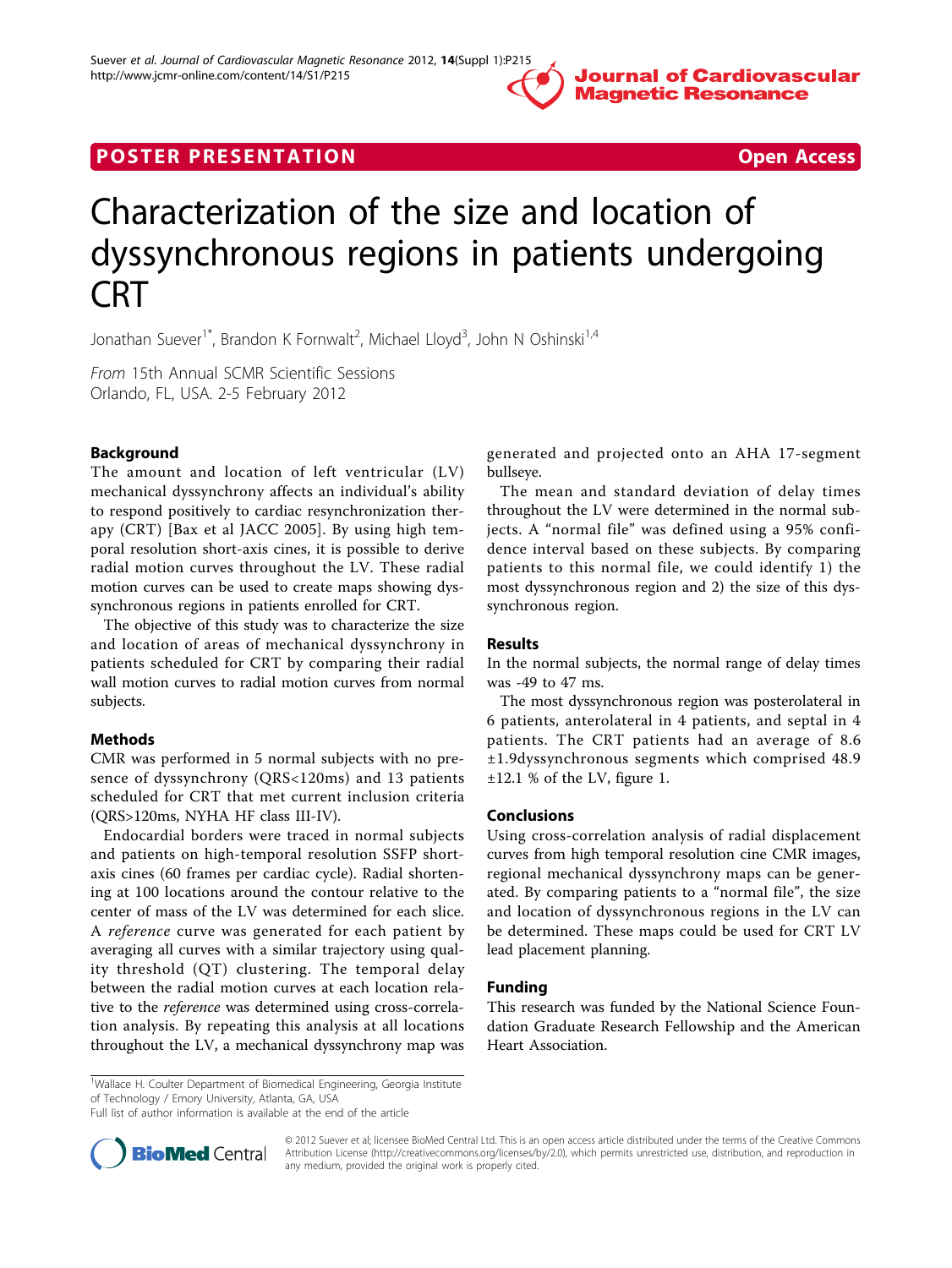POSTER PRESENTATION Open Access

# Characterization of the size and location of dyssynchronous regions in patients undergoing CRT

Jonathan Suever[1*], Brandon K Fornwalt[2], Michael Lloyd[3], John N Oshinski[1,4]

*From* 15th Annual SCMR Scientific Sessions
Orlando, FL, USA. 2-5 February 2012

## Background

The amount and location of left ventricular (LV) mechanical dyssynchrony affects an individual's ability to respond positively to cardiac resynchronization therapy (CRT) [Bax et al JACC 2005]. By using high temporal resolution short-axis cines, it is possible to derive radial motion curves throughout the LV. These radial motion curves can be used to create maps showing dyssynchronous regions in patients enrolled for CRT.

The objective of this study was to characterize the size and location of areas of mechanical dyssynchrony in patients scheduled for CRT by comparing their radial wall motion curves to radial motion curves from normal subjects.

## Methods

CMR was performed in 5 normal subjects with no presence of dyssynchrony (QRS<120ms) and 13 patients scheduled for CRT that met current inclusion criteria (QRS>120ms, NYHA HF class III-IV).

Endocardial borders were traced in normal subjects and patients on high-temporal resolution SSFP short-axis cines (60 frames per cardiac cycle). Radial shortening at 100 locations around the contour relative to the center of mass of the LV was determined for each slice. A *reference* curve was generated for each patient by averaging all curves with a similar trajectory using quality threshold (QT) clustering. The temporal delay between the radial motion curves at each location relative to the *reference* was determined using cross-correlation analysis. By repeating this analysis at all locations throughout the LV, a mechanical dyssynchrony map was generated and projected onto an AHA 17-segment bullseye.

The mean and standard deviation of delay times throughout the LV were determined in the normal subjects. A "normal file" was defined using a 95% confidence interval based on these subjects. By comparing patients to this normal file, we could identify 1) the most dyssynchronous region and 2) the size of this dyssynchronous region.

## Results

In the normal subjects, the normal range of delay times was -49 to 47 ms.

The most dyssynchronous region was posterolateral in 6 patients, anterolateral in 4 patients, and septal in 4 patients. The CRT patients had an average of 8.6 ±1.9dyssynchronous segments which comprised 48.9 ±12.1 % of the LV, figure 1.

## Conclusions

Using cross-correlation analysis of radial displacement curves from high temporal resolution cine CMR images, regional mechanical dyssynchrony maps can be generated. By comparing patients to a "normal file", the size and location of dyssynchronous regions in the LV can be determined. These maps could be used for CRT LV lead placement planning.

## Funding

This research was funded by the National Science Foundation Graduate Research Fellowship and the American Heart Association.

[1]Wallace H. Coulter Department of Biomedical Engineering, Georgia Institute of Technology / Emory University, Atlanta, GA, USA
Full list of author information is available at the end of the article

© 2012 Suever et al; licensee BioMed Central Ltd. This is an open access article distributed under the terms of the Creative Commons Attribution License (http://creativecommons.org/licenses/by/2.0), which permits unrestricted use, distribution, and reproduction in any medium, provided the original work is properly cited.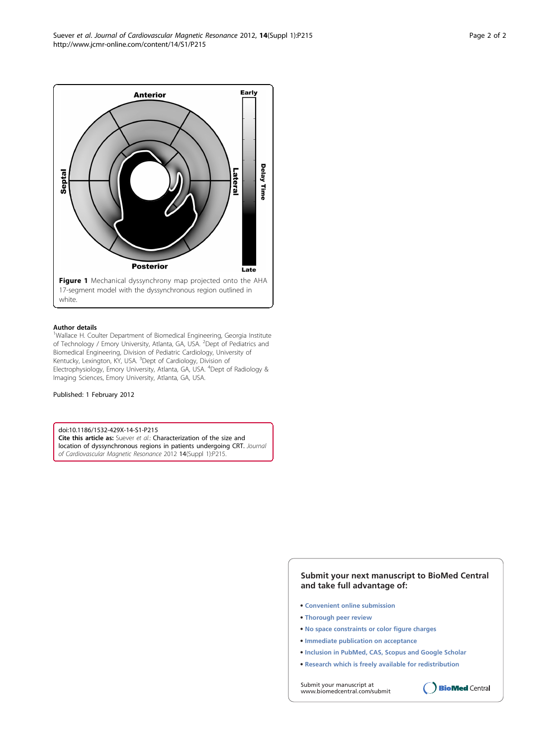Anterior

Early

Septal

Lateral

Delay Time

Posterior

Late

**Figure 1** Mechanical dyssynchrony map projected onto the AHA 17-segment model with the dyssynchronous region outlined in white.

**Author details**

[1]Wallace H. Coulter Department of Biomedical Engineering, Georgia Institute of Technology / Emory University, Atlanta, GA, USA. [2]Dept of Pediatrics and Biomedical Engineering, Division of Pediatric Cardiology, University of Kentucky, Lexington, KY, USA. [3]Dept of Cardiology, Division of Electrophysiology, Emory University, Atlanta, GA, USA. [4]Dept of Radiology & Imaging Sciences, Emory University, Atlanta, GA, USA.

Published: 1 February 2012

doi:10.1186/1532-429X-14-S1-P215

**Cite this article as:** Suever *et al.*: Characterization of the size and location of dyssynchronous regions in patients undergoing CRT. *Journal of Cardiovascular Magnetic Resonance* 2012 **14**(Suppl 1):P215.

**Submit your next manuscript to BioMed Central and take full advantage of:**

- **Convenient online submission**
- **Thorough peer review**
- **No space constraints or color figure charges**
- **Immediate publication on acceptance**
- **Inclusion in PubMed, CAS, Scopus and Google Scholar**
- **Research which is freely available for redistribution**

Submit your manuscript at
www.biomedcentral.com/submit

BioMed Central